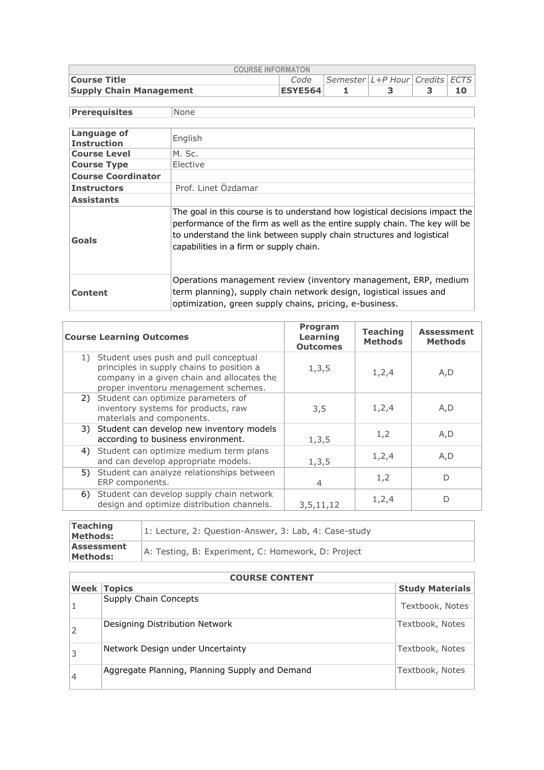| COURSE INFORMATON | | | | | |
|---|---|---|---|---|---|
| **Course Title** | *Code* | *Semester* | *L+P Hour* | *Credits* | *ECTS* |
| **Supply Chain Management** | **ESYE564** | **1** | **3** | **3** | **10** |

| **Prerequisites** | None |
|---|---|

| | |
|---|---|
| **Language of Instruction** | English |
| **Course Level** | M. Sc. |
| **Course Type** | Elective |
| **Course Coordinator** | |
| **Instructors** | Prof. Linet Özdamar |
| **Assistants** | |
| **Goals** | The goal in this course is to understand how logistical decisions impact the performance of the firm as well as the entire supply chain. The key will be to understand the link between supply chain structures and logistical capabilities in a firm or supply chain. |
| **Content** | Operations management review (inventory management, ERP, medium term planning), supply chain network design, logistical issues and optimization, green supply chains, pricing, e-business. |

| **Course Learning Outcomes** | **Program Learning Outcomes** | **Teaching Methods** | **Assessment Methods** |
|---|---|---|---|
| 1) Student uses push and pull conceptual principles in supply chains to position a company in a given chain and allocates the proper inventoru menagement schemes. | 1,3,5 | 1,2,4 | A,D |
| 2) Student can optimize parameters of inventory systems for products, raw materials and components. | 3,5 | 1,2,4 | A,D |
| 3) Student can develop new inventory models according to business environment. | 1,3,5 | 1,2 | A,D |
| 4) Student can optimize medium term plans and can develop appropriate models. | 1,3,5 | 1,2,4 | A,D |
| 5) Student can analyze relationships between ERP components. | 4 | 1,2 | D |
| 6) Student can develop supply chain network design and optimize distribution channels. | 3,5,11,12 | 1,2,4 | D |

| | |
|---|---|
| **Teaching Methods:** | 1: Lecture, 2: Question-Answer, 3: Lab, 4: Case-study |
| **Assessment Methods:** | A: Testing, B: Experiment, C: Homework, D: Project |

| COURSE CONTENT | | |
|---|---|---|
| **Week** | **Topics** | **Study Materials** |
| 1 | Supply Chain Concepts | Textbook, Notes |
| 2 | Designing Distribution Network | Textbook, Notes |
| 3 | Network Design under Uncertainty | Textbook, Notes |
| 4 | Aggregate Planning, Planning Supply and Demand | Textbook, Notes |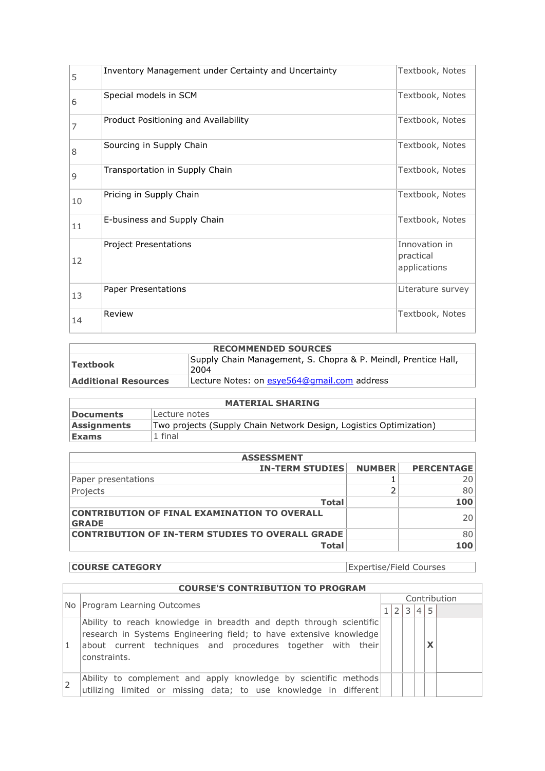| | | |
|---|---|---|
| 5 | Inventory Management under Certainty and Uncertainty | Textbook, Notes |
| 6 | Special models in SCM | Textbook, Notes |
| 7 | Product Positioning and Availability | Textbook, Notes |
| 8 | Sourcing in Supply Chain | Textbook, Notes |
| 9 | Transportation in Supply Chain | Textbook, Notes |
| 10 | Pricing in Supply Chain | Textbook, Notes |
| 11 | E-business and Supply Chain | Textbook, Notes |
| 12 | Project Presentations | Innovation in practical applications |
| 13 | Paper Presentations | Literature survey |
| 14 | Review | Textbook, Notes |

| RECOMMENDED SOURCES | |
|---|---|
| **Textbook** | Supply Chain Management, S. Chopra & P. Meindl, Prentice Hall, 2004 |
| **Additional Resources** | Lecture Notes: on esye564@gmail.com address |

| MATERIAL SHARING | |
|---|---|
| **Documents** | Lecture notes |
| **Assignments** | Two projects (Supply Chain Network Design, Logistics Optimization) |
| **Exams** | 1 final |

| ASSESSMENT | | |
|---|---|---|
| **IN-TERM STUDIES** | **NUMBER** | **PERCENTAGE** |
| Paper presentations | 1 | 20 |
| Projects | 2 | 80 |
| **Total** | | **100** |
| **CONTRIBUTION OF FINAL EXAMINATION TO OVERALL GRADE** | | 20 |
| **CONTRIBUTION OF IN-TERM STUDIES TO OVERALL GRADE** | | 80 |
| **Total** | | **100** |

| **COURSE CATEGORY** | Expertise/Field Courses |
|---|---|

| COURSE'S CONTRIBUTION TO PROGRAM | | | | | | | |
|---|---|---|---|---|---|---|---|
| No | Program Learning Outcomes | Contribution | | | | | |
| | | 1 | 2 | 3 | 4 | 5 | |
| 1 | Ability to reach knowledge in breadth and depth through scientific research in Systems Engineering field; to have extensive knowledge about current techniques and procedures together with their constraints. | | | | | X | |
| 2 | Ability to complement and apply knowledge by scientific methods utilizing limited or missing data; to use knowledge in different | | | | | | |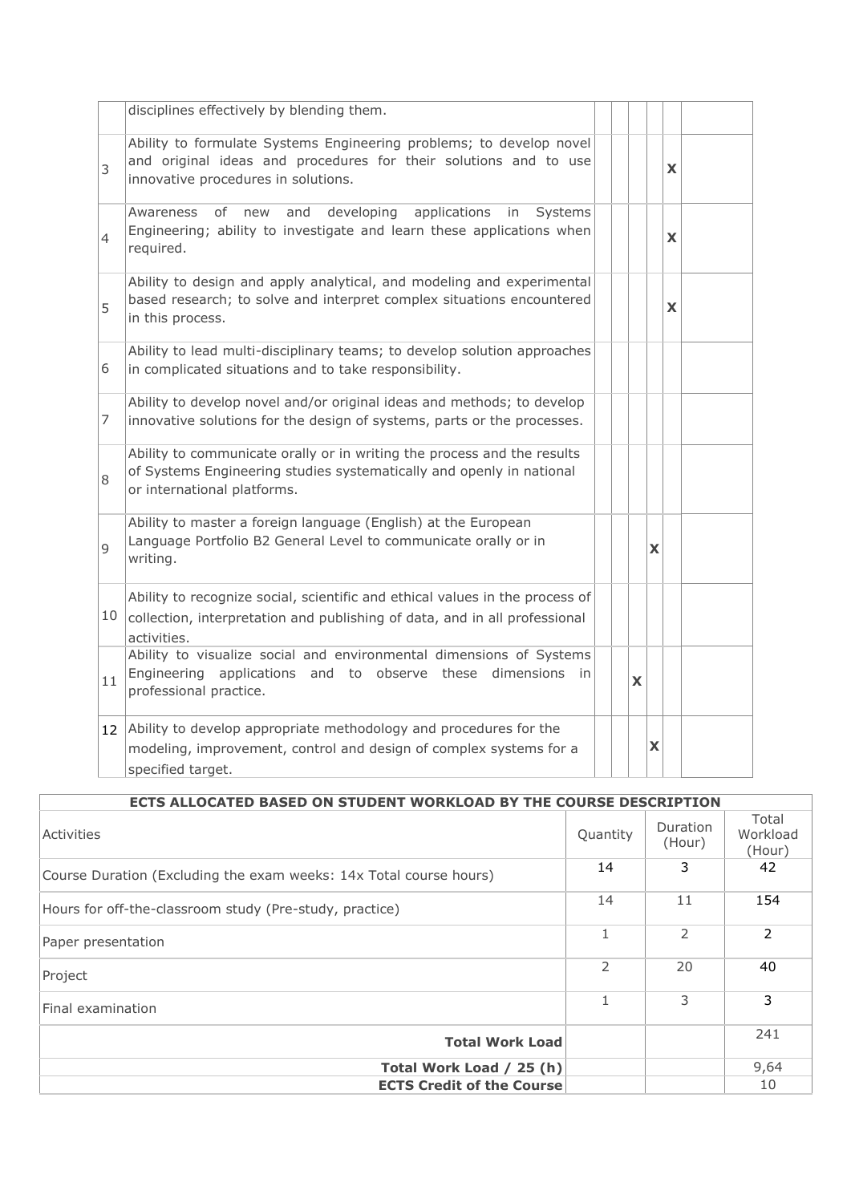| | | | | | | | |
|---|---|---|---|---|---|---|---|
| | disciplines effectively by blending them. | | | | | | |
| 3 | Ability to formulate Systems Engineering problems; to develop novel and original ideas and procedures for their solutions and to use innovative procedures in solutions. | | | | | X | |
| 4 | Awareness of new and developing applications in Systems Engineering; ability to investigate and learn these applications when required. | | | | | X | |
| 5 | Ability to design and apply analytical, and modeling and experimental based research; to solve and interpret complex situations encountered in this process. | | | | | X | |
| 6 | Ability to lead multi-disciplinary teams; to develop solution approaches in complicated situations and to take responsibility. | | | | | | |
| 7 | Ability to develop novel and/or original ideas and methods; to develop innovative solutions for the design of systems, parts or the processes. | | | | | | |
| 8 | Ability to communicate orally or in writing the process and the results of Systems Engineering studies systematically and openly in national or international platforms. | | | | | | |
| 9 | Ability to master a foreign language (English) at the European Language Portfolio B2 General Level to communicate orally or in writing. | | | | X | | |
| 10 | Ability to recognize social, scientific and ethical values in the process of collection, interpretation and publishing of data, and in all professional activities. | | | | | | |
| 11 | Ability to visualize social and environmental dimensions of Systems Engineering applications and to observe these dimensions in professional practice. | | | X | | | |
| 12 | Ability to develop appropriate methodology and procedures for the modeling, improvement, control and design of complex systems for a specified target. | | | | X | | |

| ECTS ALLOCATED BASED ON STUDENT WORKLOAD BY THE COURSE DESCRIPTION | | | |
|---|---|---|---|
| Activities | Quantity | Duration (Hour) | Total Workload (Hour) |
| Course Duration (Excluding the exam weeks: 14x Total course hours) | 14 | 3 | 42 |
| Hours for off-the-classroom study (Pre-study, practice) | 14 | 11 | 154 |
| Paper presentation | 1 | 2 | 2 |
| Project | 2 | 20 | 40 |
| Final examination | 1 | 3 | 3 |
| **Total Work Load** | | | 241 |
| **Total Work Load / 25 (h)** | | | 9,64 |
| **ECTS Credit of the Course** | | | 10 |